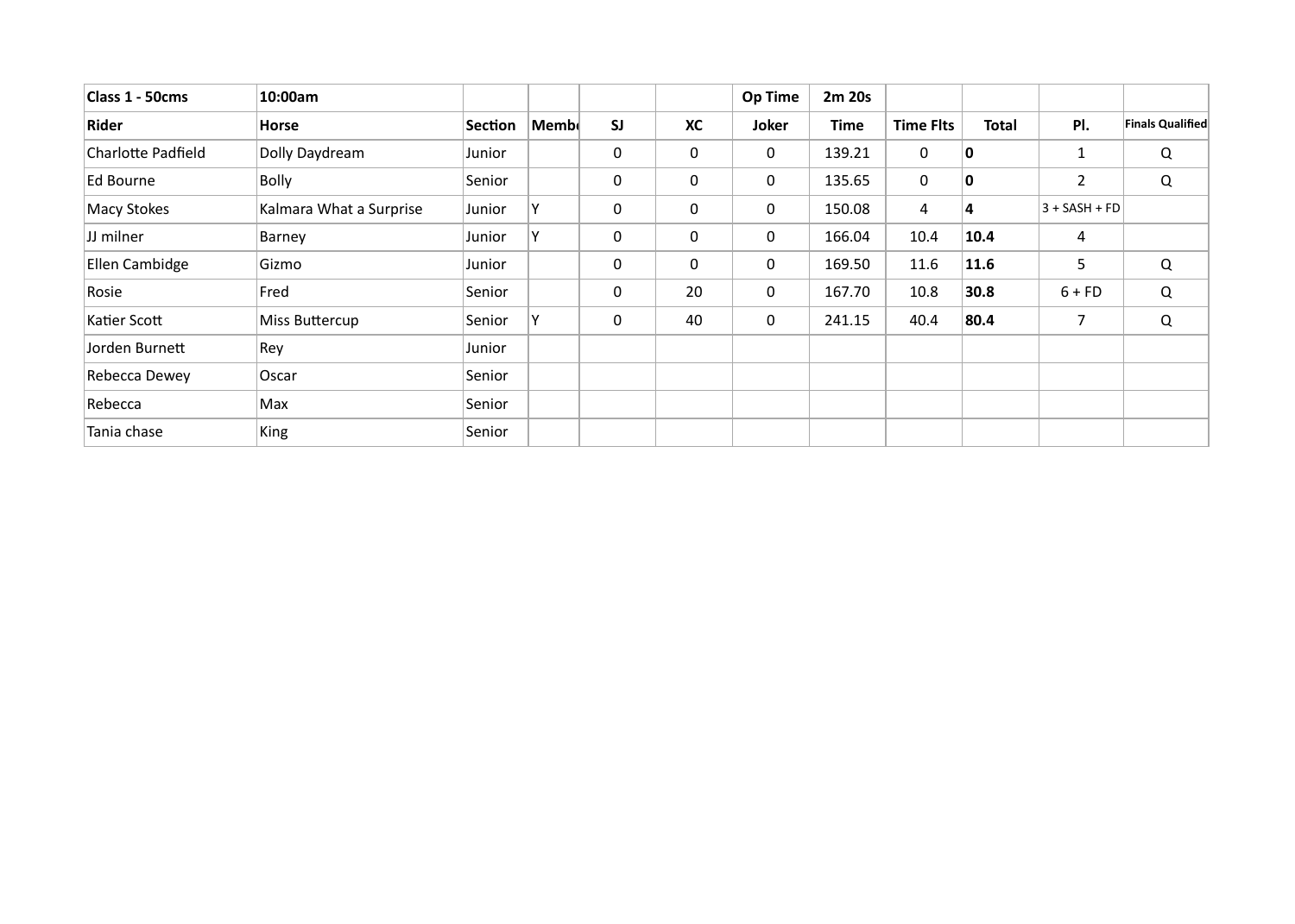| Class 1 - 50cms | 10:00am | | | | | Op Time | 2m 20s | | | | |
|---|---|---|---|---|---|---|---|---|---|---|---|
| **Rider** | **Horse** | **Section** | **Memb** | **SJ** | **XC** | **Joker** | **Time** | **Time Flts** | **Total** | **Pl.** | **Finals Qualified** |
| Charlotte Padfield | Dolly Daydream | Junior | | 0 | 0 | 0 | 139.21 | 0 | **0** | 1 | Q |
| Ed Bourne | Bolly | Senior | | 0 | 0 | 0 | 135.65 | 0 | **0** | 2 | Q |
| Macy Stokes | Kalmara What a Surprise | Junior | Y | 0 | 0 | 0 | 150.08 | 4 | **4** | 3 + SASH + FD | |
| JJ milner | Barney | Junior | Y | 0 | 0 | 0 | 166.04 | 10.4 | **10.4** | 4 | |
| Ellen Cambidge | Gizmo | Junior | | 0 | 0 | 0 | 169.50 | 11.6 | **11.6** | 5 | Q |
| Rosie | Fred | Senior | | 0 | 20 | 0 | 167.70 | 10.8 | **30.8** | 6 + FD | Q |
| Katier Scott | Miss Buttercup | Senior | Y | 0 | 40 | 0 | 241.15 | 40.4 | **80.4** | 7 | Q |
| Jorden Burnett | Rey | Junior | | | | | | | | | |
| Rebecca Dewey | Oscar | Senior | | | | | | | | | |
| Rebecca | Max | Senior | | | | | | | | | |
| Tania chase | King | Senior | | | | | | | | | |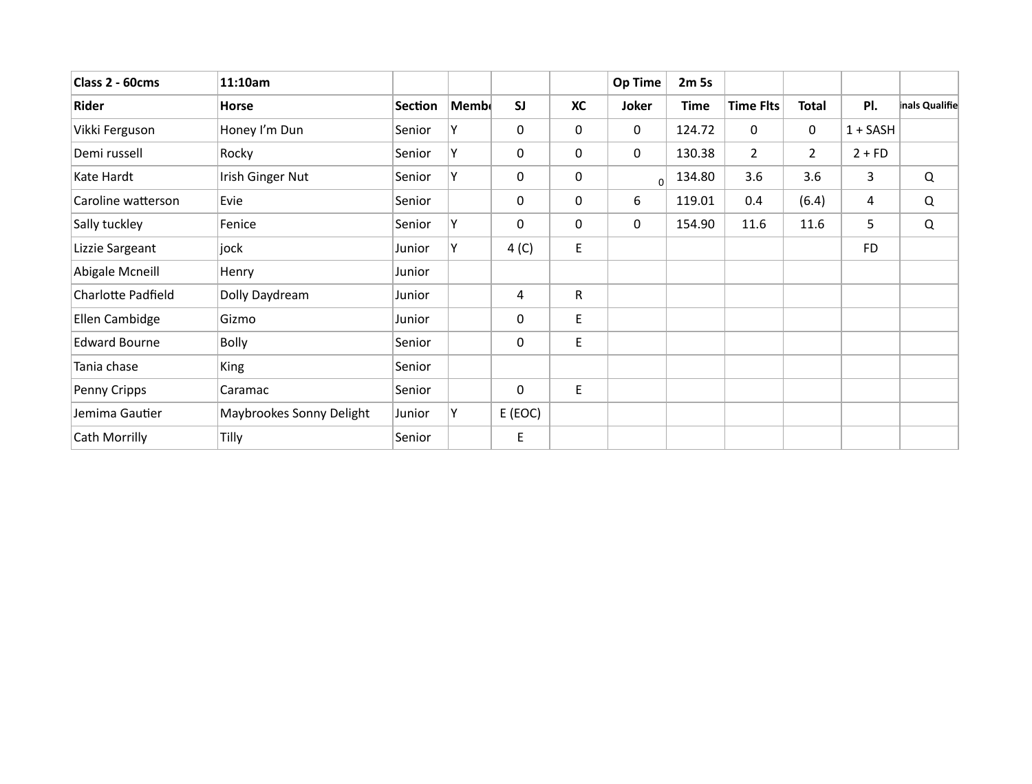| Class 2 - 60cms | 11:10am | | | | | Op Time | 2m 5s | | | | |
|---|---|---|---|---|---|---|---|---|---|---|---|
| **Rider** | **Horse** | **Section** | **Memb** | **SJ** | **XC** | **Joker** | **Time** | **Time Flts** | **Total** | **Pl.** | **inals Qualifie** |
| Vikki Ferguson | Honey I'm Dun | Senior | Y | 0 | 0 | 0 | 124.72 | 0 | 0 | 1 + SASH | |
| Demi russell | Rocky | Senior | Y | 0 | 0 | 0 | 130.38 | 2 | 2 | 2 + FD | |
| Kate Hardt | Irish Ginger Nut | Senior | Y | 0 | 0 | 0 | 134.80 | 3.6 | 3.6 | 3 | Q |
| Caroline watterson | Evie | Senior | | 0 | 0 | 6 | 119.01 | 0.4 | (6.4) | 4 | Q |
| Sally tuckley | Fenice | Senior | Y | 0 | 0 | 0 | 154.90 | 11.6 | 11.6 | 5 | Q |
| Lizzie Sargeant | jock | Junior | Y | 4 (C) | E | | | | | FD | |
| Abigale Mcneill | Henry | Junior | | | | | | | | | |
| Charlotte Padfield | Dolly Daydream | Junior | | 4 | R | | | | | | |
| Ellen Cambidge | Gizmo | Junior | | 0 | E | | | | | | |
| Edward Bourne | Bolly | Senior | | 0 | E | | | | | | |
| Tania chase | King | Senior | | | | | | | | | |
| Penny Cripps | Caramac | Senior | | 0 | E | | | | | | |
| Jemima Gautier | Maybrookes Sonny Delight | Junior | Y | E (EOC) | | | | | | | |
| Cath Morrilly | Tilly | Senior | | E | | | | | | | |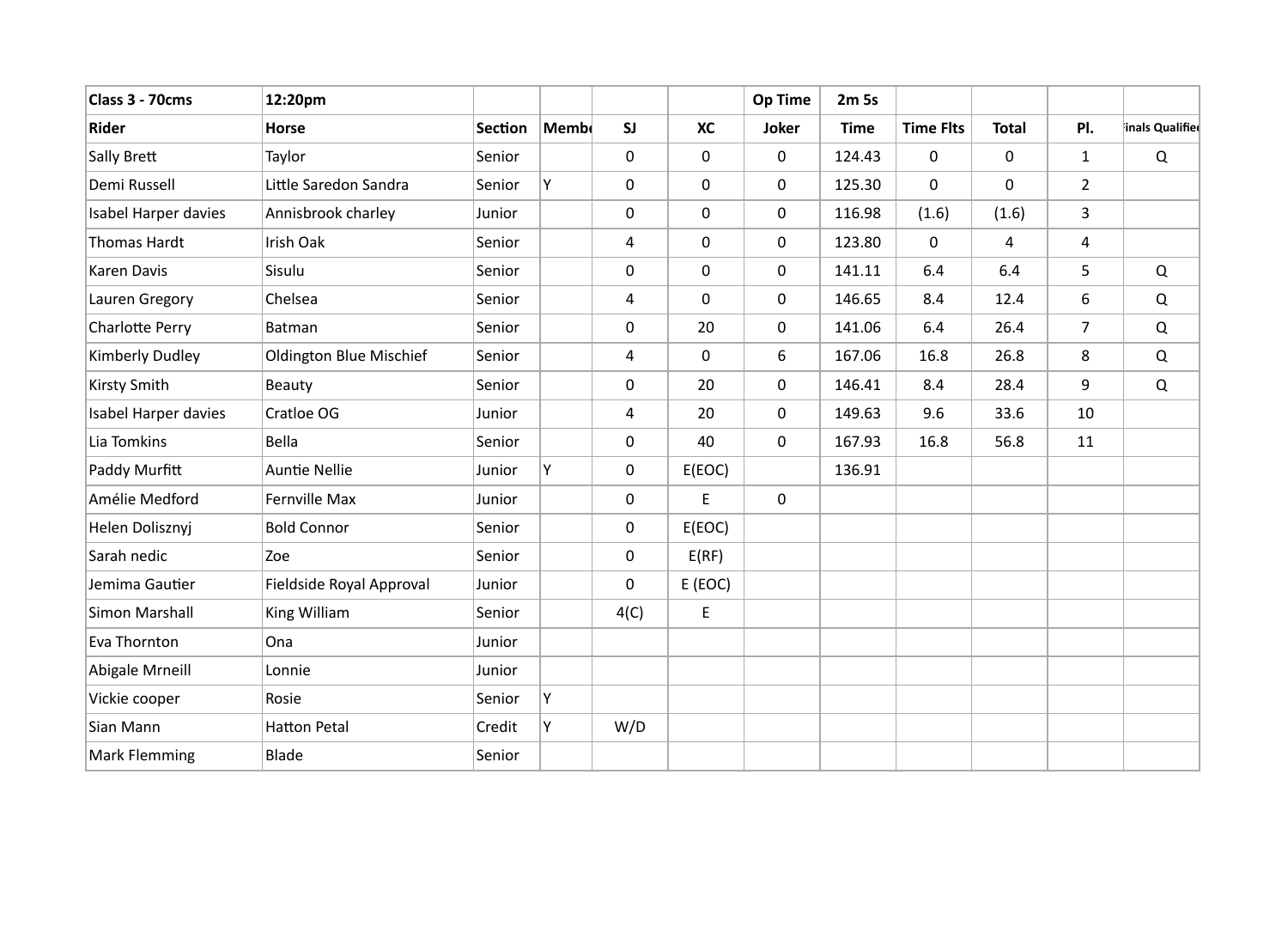| Class 3 - 70cms | 12:20pm | | | | | Op Time | 2m 5s | | | | |
|---|---|---|---|---|---|---|---|---|---|---|---|
| Rider | Horse | Section | Member | SJ | XC | Joker | Time | Time Flts | Total | Pl. | Finals Qualified |
| Sally Brett | Taylor | Senior | | 0 | 0 | 0 | 124.43 | 0 | 0 | 1 | Q |
| Demi Russell | Little Saredon Sandra | Senior | Y | 0 | 0 | 0 | 125.30 | 0 | 0 | 2 | |
| Isabel Harper davies | Annisbrook charley | Junior | | 0 | 0 | 0 | 116.98 | (1.6) | (1.6) | 3 | |
| Thomas Hardt | Irish Oak | Senior | | 4 | 0 | 0 | 123.80 | 0 | 4 | 4 | |
| Karen Davis | Sisulu | Senior | | 0 | 0 | 0 | 141.11 | 6.4 | 6.4 | 5 | Q |
| Lauren Gregory | Chelsea | Senior | | 4 | 0 | 0 | 146.65 | 8.4 | 12.4 | 6 | Q |
| Charlotte Perry | Batman | Senior | | 0 | 20 | 0 | 141.06 | 6.4 | 26.4 | 7 | Q |
| Kimberly Dudley | Oldington Blue Mischief | Senior | | 4 | 0 | 6 | 167.06 | 16.8 | 26.8 | 8 | Q |
| Kirsty Smith | Beauty | Senior | | 0 | 20 | 0 | 146.41 | 8.4 | 28.4 | 9 | Q |
| Isabel Harper davies | Cratloe OG | Junior | | 4 | 20 | 0 | 149.63 | 9.6 | 33.6 | 10 | |
| Lia Tomkins | Bella | Senior | | 0 | 40 | 0 | 167.93 | 16.8 | 56.8 | 11 | |
| Paddy Murfitt | Auntie Nellie | Junior | Y | 0 | E(EOC) | | 136.91 | | | | |
| Amélie Medford | Fernville Max | Junior | | 0 | E | 0 | | | | | |
| Helen Dolisznyj | Bold Connor | Senior | | 0 | E(EOC) | | | | | | |
| Sarah nedic | Zoe | Senior | | 0 | E(RF) | | | | | | |
| Jemima Gautier | Fieldside Royal Approval | Junior | | 0 | E (EOC) | | | | | | |
| Simon Marshall | King William | Senior | | 4(C) | E | | | | | | |
| Eva Thornton | Ona | Junior | | | | | | | | | |
| Abigale Mrneill | Lonnie | Junior | | | | | | | | | |
| Vickie cooper | Rosie | Senior | Y | | | | | | | | |
| Sian Mann | Hatton Petal | Credit | Y | W/D | | | | | | | |
| Mark Flemming | Blade | Senior | | | | | | | | | |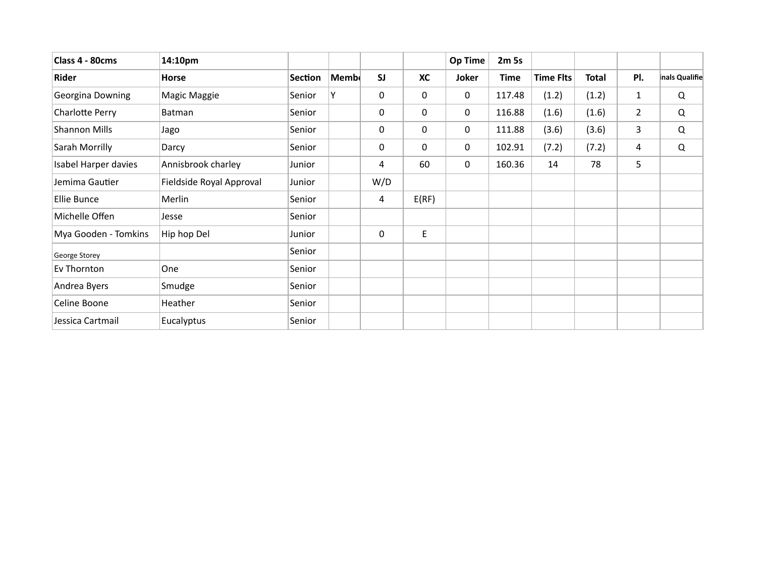| Class 4 - 80cms | 14:10pm | | | | | Op Time | 2m 5s | | | | |
|---|---|---|---|---|---|---|---|---|---|---|---|
| **Rider** | **Horse** | **Section** | **Memb** | **SJ** | **XC** | **Joker** | **Time** | **Time Flts** | **Total** | **Pl.** | **inals Qualifie** |
| Georgina Downing | Magic Maggie | Senior | Y | 0 | 0 | 0 | 117.48 | (1.2) | (1.2) | 1 | Q |
| Charlotte Perry | Batman | Senior | | 0 | 0 | 0 | 116.88 | (1.6) | (1.6) | 2 | Q |
| Shannon Mills | Jago | Senior | | 0 | 0 | 0 | 111.88 | (3.6) | (3.6) | 3 | Q |
| Sarah Morrilly | Darcy | Senior | | 0 | 0 | 0 | 102.91 | (7.2) | (7.2) | 4 | Q |
| Isabel Harper davies | Annisbrook charley | Junior | | 4 | 60 | 0 | 160.36 | 14 | 78 | 5 | |
| Jemima Gautier | Fieldside Royal Approval | Junior | | W/D | | | | | | | |
| Ellie Bunce | Merlin | Senior | | 4 | E(RF) | | | | | | |
| Michelle Offen | Jesse | Senior | | | | | | | | | |
| Mya Gooden - Tomkins | Hip hop Del | Junior | | 0 | E | | | | | | |
| George Storey | | Senior | | | | | | | | | |
| Ev Thornton | One | Senior | | | | | | | | | |
| Andrea Byers | Smudge | Senior | | | | | | | | | |
| Celine Boone | Heather | Senior | | | | | | | | | |
| Jessica Cartmail | Eucalyptus | Senior | | | | | | | | | |